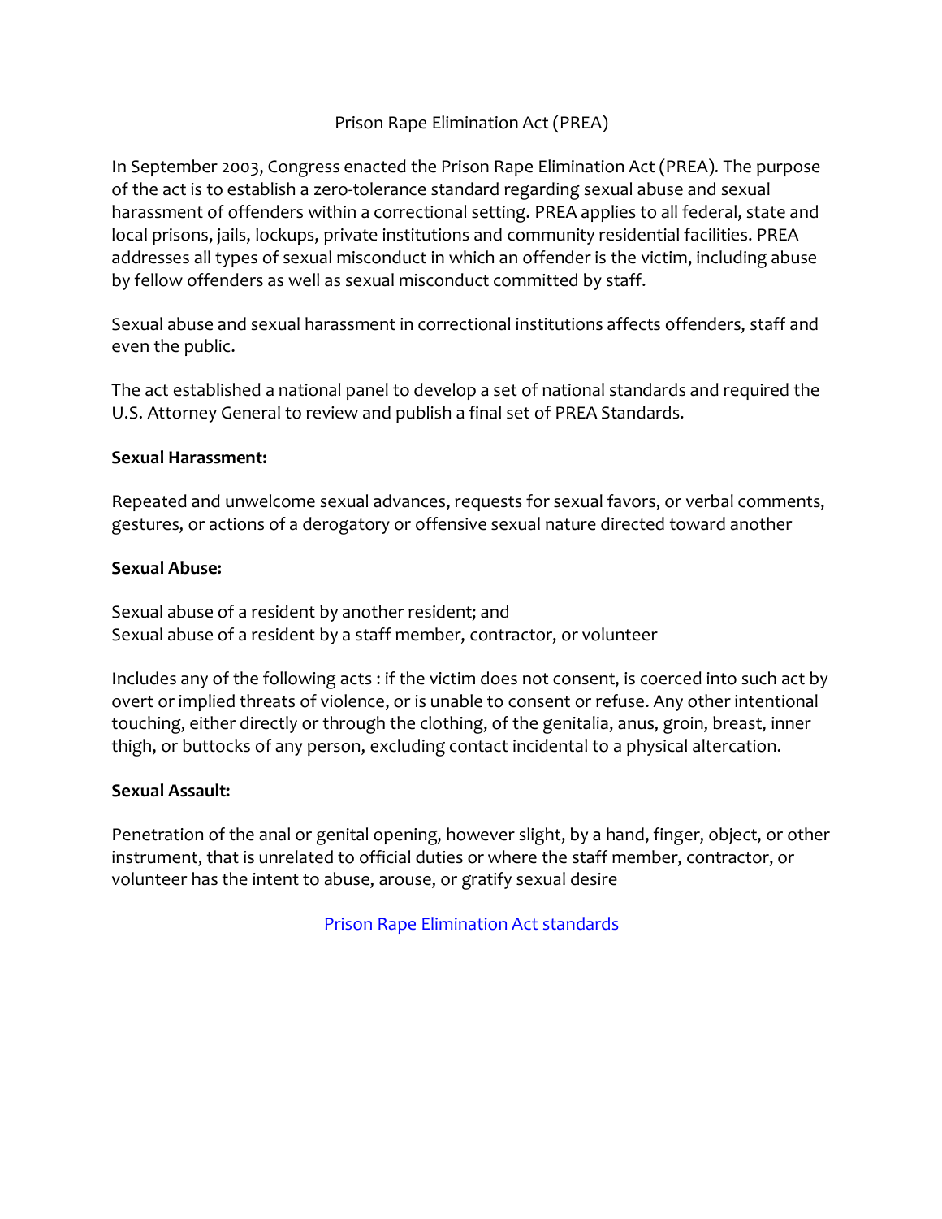# Prison Rape Elimination Act (PREA)

In September 2003, Congress enacted the Prison Rape Elimination Act (PREA). The purpose of the act is to establish a zero-tolerance standard regarding sexual abuse and sexual harassment of offenders within a correctional setting. PREA applies to all federal, state and local prisons, jails, lockups, private institutions and community residential facilities. PREA addresses all types of sexual misconduct in which an offender is the victim, including abuse by fellow offenders as well as sexual misconduct committed by staff.

Sexual abuse and sexual harassment in correctional institutions affects offenders, staff and even the public.

The act established a national panel to develop a set of national standards and required the U.S. Attorney General to review and publish a final set of PREA Standards.

**Sexual Harassment:**

Repeated and unwelcome sexual advances, requests for sexual favors, or verbal comments, gestures, or actions of a derogatory or offensive sexual nature directed toward another

**Sexual Abuse:**

Sexual abuse of a resident by another resident; and
Sexual abuse of a resident by a staff member, contractor, or volunteer

Includes any of the following acts : if the victim does not consent, is coerced into such act by overt or implied threats of violence, or is unable to consent or refuse. Any other intentional touching, either directly or through the clothing, of the genitalia, anus, groin, breast, inner thigh, or buttocks of any person, excluding contact incidental to a physical altercation.

**Sexual Assault:**

Penetration of the anal or genital opening, however slight, by a hand, finger, object, or other instrument, that is unrelated to official duties or where the staff member, contractor, or volunteer has the intent to abuse, arouse, or gratify sexual desire

Prison Rape Elimination Act standards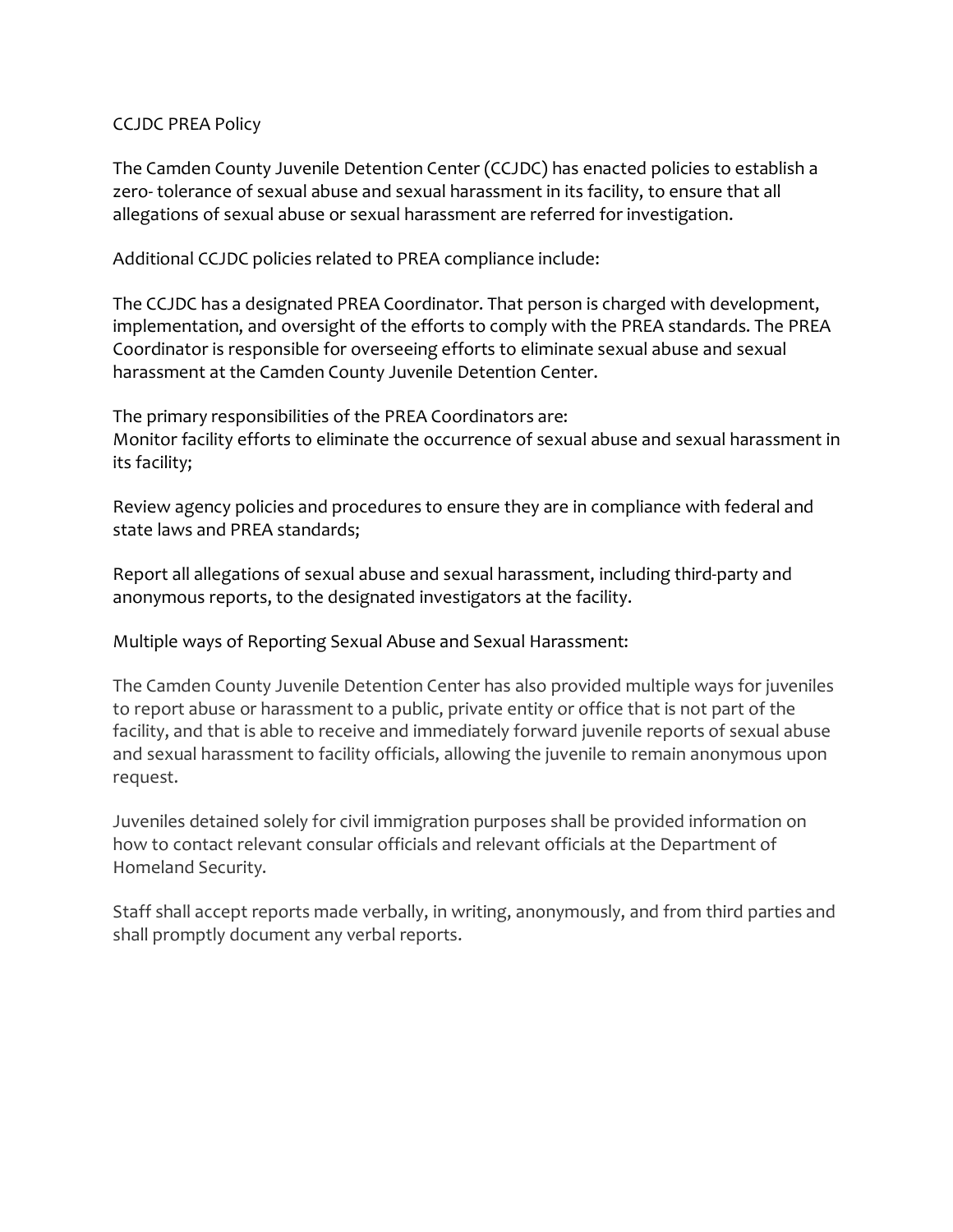CCJDC PREA Policy

The Camden County Juvenile Detention Center (CCJDC) has enacted policies to establish a zero- tolerance of sexual abuse and sexual harassment in its facility, to ensure that all allegations of sexual abuse or sexual harassment are referred for investigation.

Additional CCJDC policies related to PREA compliance include:

The CCJDC has a designated PREA Coordinator. That person is charged with development, implementation, and oversight of the efforts to comply with the PREA standards. The PREA Coordinator is responsible for overseeing efforts to eliminate sexual abuse and sexual harassment at the Camden County Juvenile Detention Center.

The primary responsibilities of the PREA Coordinators are:
Monitor facility efforts to eliminate the occurrence of sexual abuse and sexual harassment in its facility;

Review agency policies and procedures to ensure they are in compliance with federal and state laws and PREA standards;

Report all allegations of sexual abuse and sexual harassment, including third-party and anonymous reports, to the designated investigators at the facility.

Multiple ways of Reporting Sexual Abuse and Sexual Harassment:

The Camden County Juvenile Detention Center has also provided multiple ways for juveniles to report abuse or harassment to a public, private entity or office that is not part of the facility, and that is able to receive and immediately forward juvenile reports of sexual abuse and sexual harassment to facility officials, allowing the juvenile to remain anonymous upon request.

Juveniles detained solely for civil immigration purposes shall be provided information on how to contact relevant consular officials and relevant officials at the Department of Homeland Security.

Staff shall accept reports made verbally, in writing, anonymously, and from third parties and shall promptly document any verbal reports.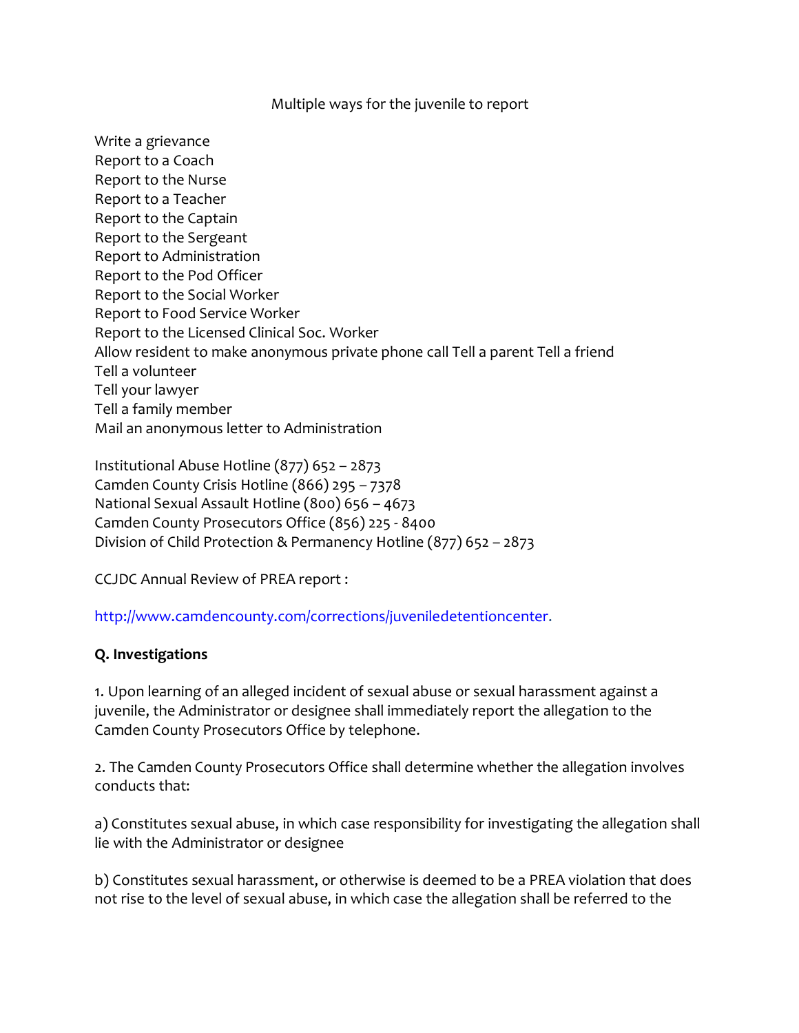Multiple ways for the juvenile to report

Write a grievance
Report to a Coach
Report to the Nurse
Report to a Teacher
Report to the Captain
Report to the Sergeant
Report to Administration
Report to the Pod Officer
Report to the Social Worker
Report to Food Service Worker
Report to the Licensed Clinical Soc. Worker
Allow resident to make anonymous private phone call Tell a parent Tell a friend
Tell a volunteer
Tell your lawyer
Tell a family member
Mail an anonymous letter to Administration

Institutional Abuse Hotline (877) 652 – 2873
Camden County Crisis Hotline (866) 295 – 7378
National Sexual Assault Hotline (800) 656 – 4673
Camden County Prosecutors Office (856) 225 - 8400
Division of Child Protection & Permanency Hotline (877) 652 – 2873

CCJDC Annual Review of PREA report :

http://www.camdencounty.com/corrections/juveniledetentioncenter.

**Q. Investigations**

1. Upon learning of an alleged incident of sexual abuse or sexual harassment against a juvenile, the Administrator or designee shall immediately report the allegation to the Camden County Prosecutors Office by telephone.

2. The Camden County Prosecutors Office shall determine whether the allegation involves conducts that:

a) Constitutes sexual abuse, in which case responsibility for investigating the allegation shall lie with the Administrator or designee

b) Constitutes sexual harassment, or otherwise is deemed to be a PREA violation that does not rise to the level of sexual abuse, in which case the allegation shall be referred to the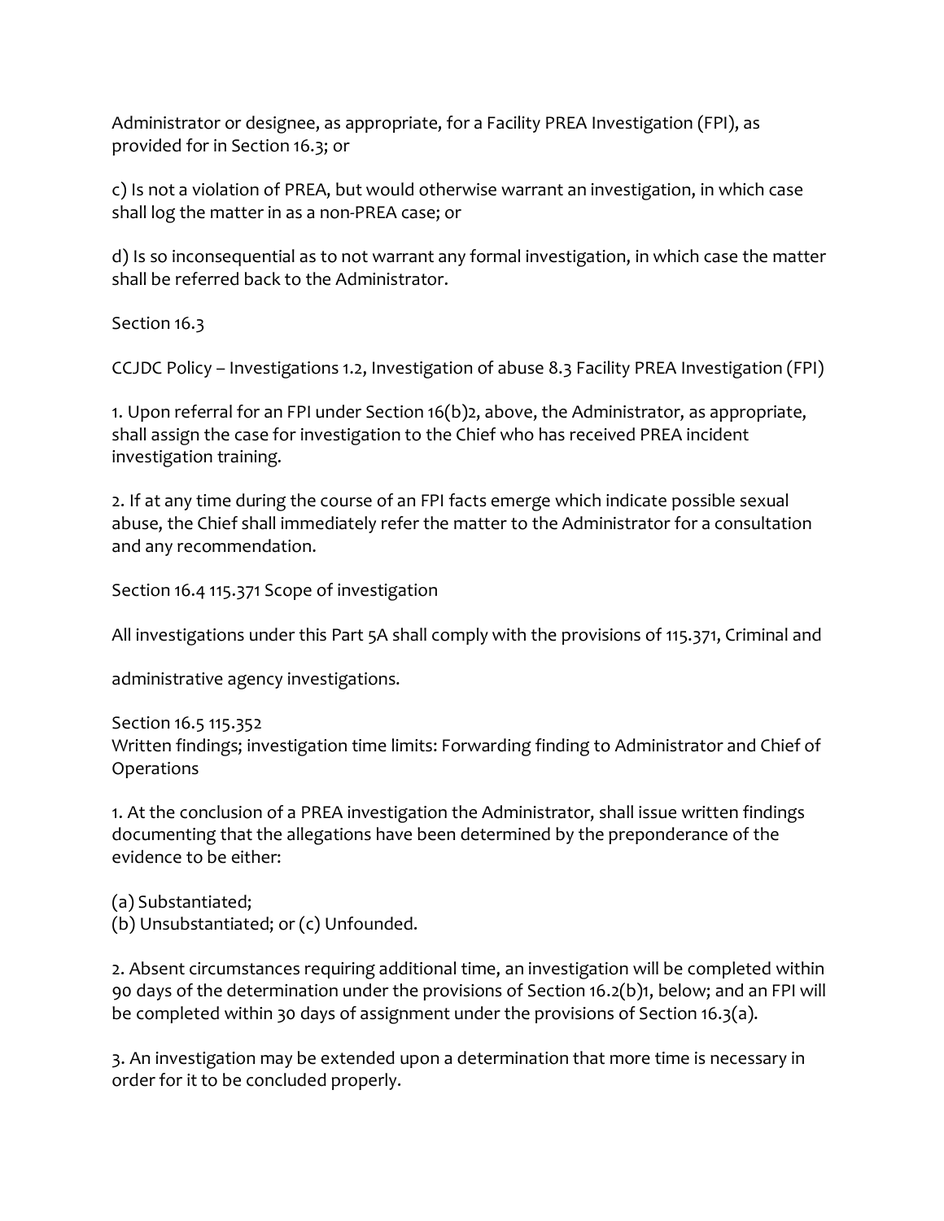Administrator or designee, as appropriate, for a Facility PREA Investigation (FPI), as provided for in Section 16.3; or

c) Is not a violation of PREA, but would otherwise warrant an investigation, in which case shall log the matter in as a non-PREA case; or

d) Is so inconsequential as to not warrant any formal investigation, in which case the matter shall be referred back to the Administrator.

Section 16.3

CCJDC Policy – Investigations 1.2, Investigation of abuse 8.3 Facility PREA Investigation (FPI)

1. Upon referral for an FPI under Section 16(b)2, above, the Administrator, as appropriate, shall assign the case for investigation to the Chief who has received PREA incident investigation training.

2. If at any time during the course of an FPI facts emerge which indicate possible sexual abuse, the Chief shall immediately refer the matter to the Administrator for a consultation and any recommendation.

Section 16.4 115.371 Scope of investigation

All investigations under this Part 5A shall comply with the provisions of 115.371, Criminal and

administrative agency investigations.

Section 16.5 115.352
Written findings; investigation time limits: Forwarding finding to Administrator and Chief of Operations

1. At the conclusion of a PREA investigation the Administrator, shall issue written findings documenting that the allegations have been determined by the preponderance of the evidence to be either:

(a) Substantiated;
(b) Unsubstantiated; or (c) Unfounded.

2. Absent circumstances requiring additional time, an investigation will be completed within 90 days of the determination under the provisions of Section 16.2(b)1, below; and an FPI will be completed within 30 days of assignment under the provisions of Section 16.3(a).

3. An investigation may be extended upon a determination that more time is necessary in order for it to be concluded properly.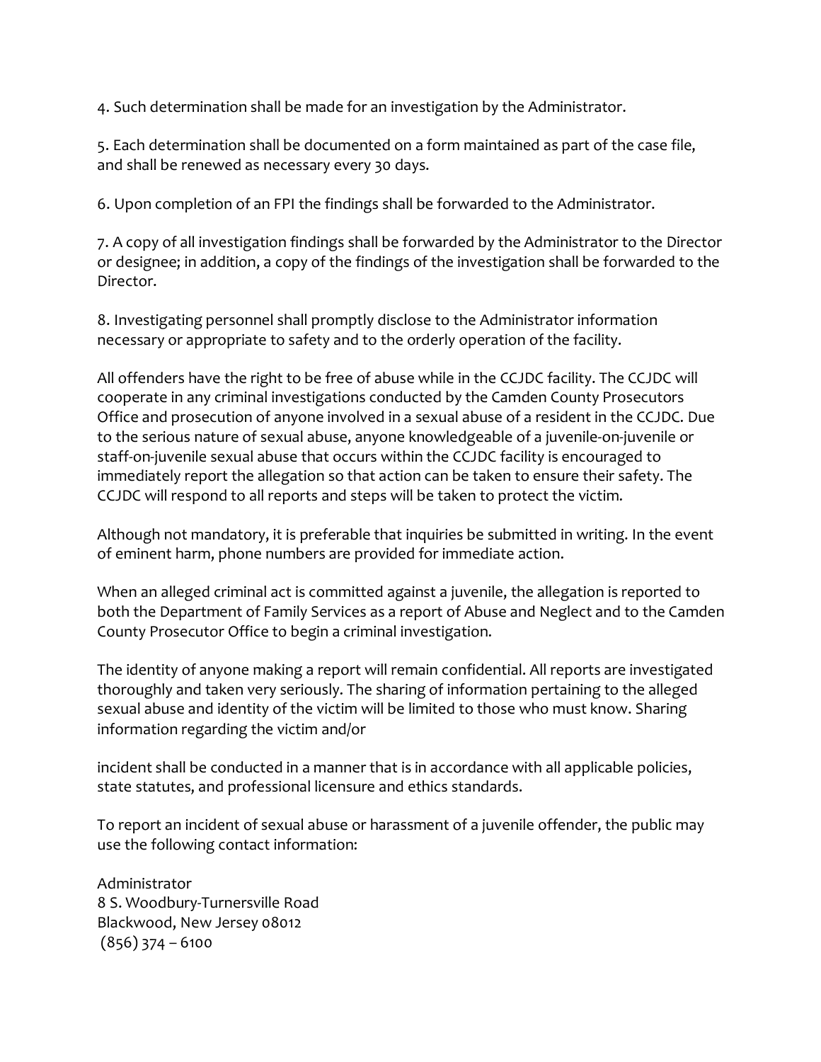4. Such determination shall be made for an investigation by the Administrator.

5. Each determination shall be documented on a form maintained as part of the case file, and shall be renewed as necessary every 30 days.

6. Upon completion of an FPI the findings shall be forwarded to the Administrator.

7. A copy of all investigation findings shall be forwarded by the Administrator to the Director or designee; in addition, a copy of the findings of the investigation shall be forwarded to the Director.

8. Investigating personnel shall promptly disclose to the Administrator information necessary or appropriate to safety and to the orderly operation of the facility.

All offenders have the right to be free of abuse while in the CCJDC facility. The CCJDC will cooperate in any criminal investigations conducted by the Camden County Prosecutors Office and prosecution of anyone involved in a sexual abuse of a resident in the CCJDC. Due to the serious nature of sexual abuse, anyone knowledgeable of a juvenile-on-juvenile or staff-on-juvenile sexual abuse that occurs within the CCJDC facility is encouraged to immediately report the allegation so that action can be taken to ensure their safety. The CCJDC will respond to all reports and steps will be taken to protect the victim.

Although not mandatory, it is preferable that inquiries be submitted in writing. In the event of eminent harm, phone numbers are provided for immediate action.

When an alleged criminal act is committed against a juvenile, the allegation is reported to both the Department of Family Services as a report of Abuse and Neglect and to the Camden County Prosecutor Office to begin a criminal investigation.

The identity of anyone making a report will remain confidential. All reports are investigated thoroughly and taken very seriously. The sharing of information pertaining to the alleged sexual abuse and identity of the victim will be limited to those who must know. Sharing information regarding the victim and/or incident shall be conducted in a manner that is in accordance with all applicable policies, state statutes, and professional licensure and ethics standards.

To report an incident of sexual abuse or harassment of a juvenile offender, the public may use the following contact information:

Administrator
8 S. Woodbury-Turnersville Road
Blackwood, New Jersey 08012
(856) 374 – 6100